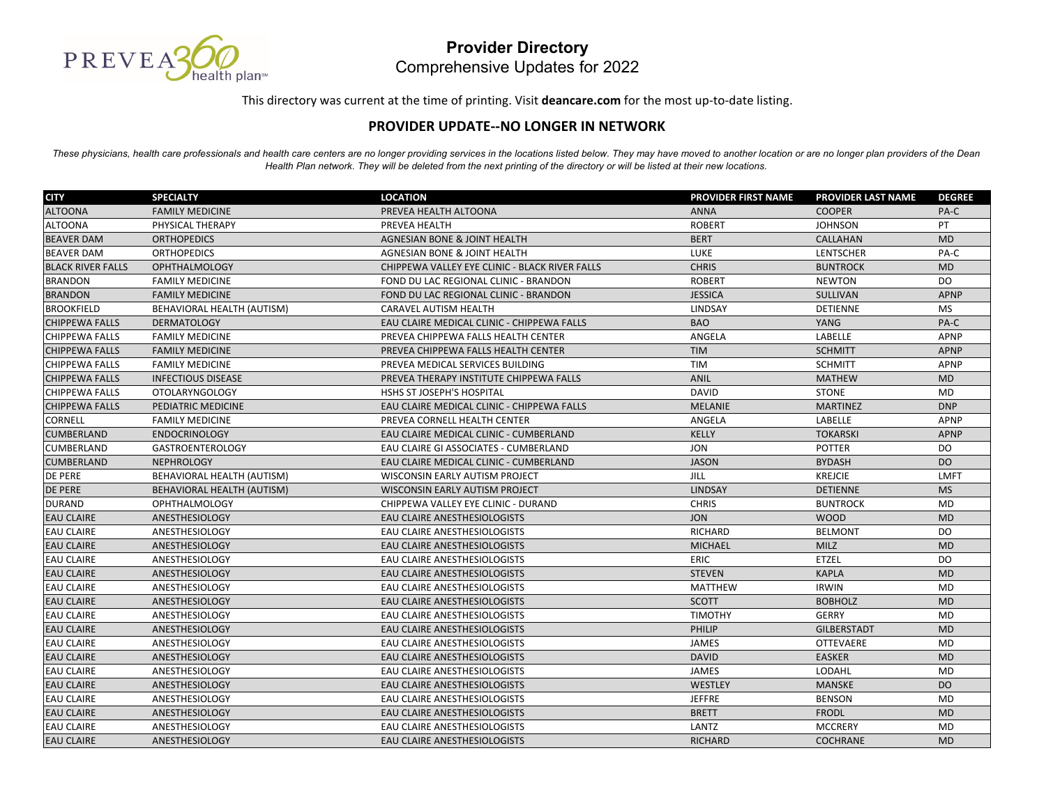PREVEA360 health plan℠

# Provider Directory
## Comprehensive Updates for 2022

This directory was current at the time of printing. Visit **deancare.com** for the most up-to-date listing.

### PROVIDER UPDATE--NO LONGER IN NETWORK

*These physicians, health care professionals and health care centers are no longer providing services in the locations listed below. They may have moved to another location or are no longer plan providers of the Dean Health Plan network. They will be deleted from the next printing of the directory or will be listed at their new locations.*

| CITY | SPECIALTY | LOCATION | PROVIDER FIRST NAME | PROVIDER LAST NAME | DEGREE |
|---|---|---|---|---|---|
| ALTOONA | FAMILY MEDICINE | PREVEA HEALTH ALTOONA | ANNA | COOPER | PA-C |
| ALTOONA | PHYSICAL THERAPY | PREVEA HEALTH | ROBERT | JOHNSON | PT |
| BEAVER DAM | ORTHOPEDICS | AGNESIAN BONE & JOINT HEALTH | BERT | CALLAHAN | MD |
| BEAVER DAM | ORTHOPEDICS | AGNESIAN BONE & JOINT HEALTH | LUKE | LENTSCHER | PA-C |
| BLACK RIVER FALLS | OPHTHALMOLOGY | CHIPPEWA VALLEY EYE CLINIC - BLACK RIVER FALLS | CHRIS | BUNTROCK | MD |
| BRANDON | FAMILY MEDICINE | FOND DU LAC REGIONAL CLINIC - BRANDON | ROBERT | NEWTON | DO |
| BRANDON | FAMILY MEDICINE | FOND DU LAC REGIONAL CLINIC - BRANDON | JESSICA | SULLIVAN | APNP |
| BROOKFIELD | BEHAVIORAL HEALTH (AUTISM) | CARAVEL AUTISM HEALTH | LINDSAY | DETIENNE | MS |
| CHIPPEWA FALLS | DERMATOLOGY | EAU CLAIRE MEDICAL CLINIC - CHIPPEWA FALLS | BAO | YANG | PA-C |
| CHIPPEWA FALLS | FAMILY MEDICINE | PREVEA CHIPPEWA FALLS HEALTH CENTER | ANGELA | LABELLE | APNP |
| CHIPPEWA FALLS | FAMILY MEDICINE | PREVEA CHIPPEWA FALLS HEALTH CENTER | TIM | SCHMITT | APNP |
| CHIPPEWA FALLS | FAMILY MEDICINE | PREVEA MEDICAL SERVICES BUILDING | TIM | SCHMITT | APNP |
| CHIPPEWA FALLS | INFECTIOUS DISEASE | PREVEA THERAPY INSTITUTE CHIPPEWA FALLS | ANIL | MATHEW | MD |
| CHIPPEWA FALLS | OTOLARYNGOLOGY | HSHS ST JOSEPH'S HOSPITAL | DAVID | STONE | MD |
| CHIPPEWA FALLS | PEDIATRIC MEDICINE | EAU CLAIRE MEDICAL CLINIC - CHIPPEWA FALLS | MELANIE | MARTINEZ | DNP |
| CORNELL | FAMILY MEDICINE | PREVEA CORNELL HEALTH CENTER | ANGELA | LABELLE | APNP |
| CUMBERLAND | ENDOCRINOLOGY | EAU CLAIRE MEDICAL CLINIC - CUMBERLAND | KELLY | TOKARSKI | APNP |
| CUMBERLAND | GASTROENTEROLOGY | EAU CLAIRE GI ASSOCIATES - CUMBERLAND | JON | POTTER | DO |
| CUMBERLAND | NEPHROLOGY | EAU CLAIRE MEDICAL CLINIC - CUMBERLAND | JASON | BYDASH | DO |
| DE PERE | BEHAVIORAL HEALTH (AUTISM) | WISCONSIN EARLY AUTISM PROJECT | JILL | KREJCIE | LMFT |
| DE PERE | BEHAVIORAL HEALTH (AUTISM) | WISCONSIN EARLY AUTISM PROJECT | LINDSAY | DETIENNE | MS |
| DURAND | OPHTHALMOLOGY | CHIPPEWA VALLEY EYE CLINIC - DURAND | CHRIS | BUNTROCK | MD |
| EAU CLAIRE | ANESTHESIOLOGY | EAU CLAIRE ANESTHESIOLOGISTS | JON | WOOD | MD |
| EAU CLAIRE | ANESTHESIOLOGY | EAU CLAIRE ANESTHESIOLOGISTS | RICHARD | BELMONT | DO |
| EAU CLAIRE | ANESTHESIOLOGY | EAU CLAIRE ANESTHESIOLOGISTS | MICHAEL | MILZ | MD |
| EAU CLAIRE | ANESTHESIOLOGY | EAU CLAIRE ANESTHESIOLOGISTS | ERIC | ETZEL | DO |
| EAU CLAIRE | ANESTHESIOLOGY | EAU CLAIRE ANESTHESIOLOGISTS | STEVEN | KAPLA | MD |
| EAU CLAIRE | ANESTHESIOLOGY | EAU CLAIRE ANESTHESIOLOGISTS | MATTHEW | IRWIN | MD |
| EAU CLAIRE | ANESTHESIOLOGY | EAU CLAIRE ANESTHESIOLOGISTS | SCOTT | BOBHOLZ | MD |
| EAU CLAIRE | ANESTHESIOLOGY | EAU CLAIRE ANESTHESIOLOGISTS | TIMOTHY | GERRY | MD |
| EAU CLAIRE | ANESTHESIOLOGY | EAU CLAIRE ANESTHESIOLOGISTS | PHILIP | GILBERSTADT | MD |
| EAU CLAIRE | ANESTHESIOLOGY | EAU CLAIRE ANESTHESIOLOGISTS | JAMES | OTTEVAERE | MD |
| EAU CLAIRE | ANESTHESIOLOGY | EAU CLAIRE ANESTHESIOLOGISTS | DAVID | EASKER | MD |
| EAU CLAIRE | ANESTHESIOLOGY | EAU CLAIRE ANESTHESIOLOGISTS | JAMES | LODAHL | MD |
| EAU CLAIRE | ANESTHESIOLOGY | EAU CLAIRE ANESTHESIOLOGISTS | WESTLEY | MANSKE | DO |
| EAU CLAIRE | ANESTHESIOLOGY | EAU CLAIRE ANESTHESIOLOGISTS | JEFFRE | BENSON | MD |
| EAU CLAIRE | ANESTHESIOLOGY | EAU CLAIRE ANESTHESIOLOGISTS | BRETT | FRODL | MD |
| EAU CLAIRE | ANESTHESIOLOGY | EAU CLAIRE ANESTHESIOLOGISTS | LANTZ | MCCRERY | MD |
| EAU CLAIRE | ANESTHESIOLOGY | EAU CLAIRE ANESTHESIOLOGISTS | RICHARD | COCHRANE | MD |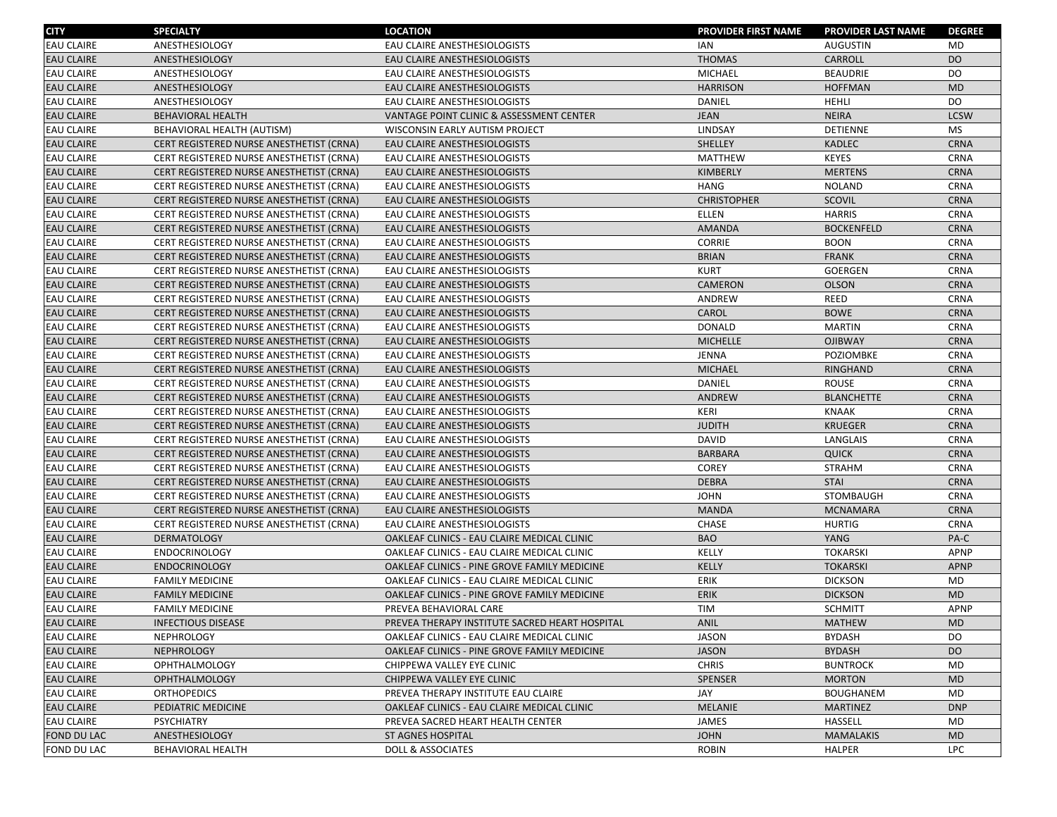| CITY | SPECIALTY | LOCATION | PROVIDER FIRST NAME | PROVIDER LAST NAME | DEGREE |
|---|---|---|---|---|---|
| EAU CLAIRE | ANESTHESIOLOGY | EAU CLAIRE ANESTHESIOLOGISTS | IAN | AUGUSTIN | MD |
| EAU CLAIRE | ANESTHESIOLOGY | EAU CLAIRE ANESTHESIOLOGISTS | THOMAS | CARROLL | DO |
| EAU CLAIRE | ANESTHESIOLOGY | EAU CLAIRE ANESTHESIOLOGISTS | MICHAEL | BEAUDRIE | DO |
| EAU CLAIRE | ANESTHESIOLOGY | EAU CLAIRE ANESTHESIOLOGISTS | HARRISON | HOFFMAN | MD |
| EAU CLAIRE | ANESTHESIOLOGY | EAU CLAIRE ANESTHESIOLOGISTS | DANIEL | HEHLI | DO |
| EAU CLAIRE | BEHAVIORAL HEALTH | VANTAGE POINT CLINIC & ASSESSMENT CENTER | JEAN | NEIRA | LCSW |
| EAU CLAIRE | BEHAVIORAL HEALTH (AUTISM) | WISCONSIN EARLY AUTISM PROJECT | LINDSAY | DETIENNE | MS |
| EAU CLAIRE | CERT REGISTERED NURSE ANESTHETIST (CRNA) | EAU CLAIRE ANESTHESIOLOGISTS | SHELLEY | KADLEC | CRNA |
| EAU CLAIRE | CERT REGISTERED NURSE ANESTHETIST (CRNA) | EAU CLAIRE ANESTHESIOLOGISTS | MATTHEW | KEYES | CRNA |
| EAU CLAIRE | CERT REGISTERED NURSE ANESTHETIST (CRNA) | EAU CLAIRE ANESTHESIOLOGISTS | KIMBERLY | MERTENS | CRNA |
| EAU CLAIRE | CERT REGISTERED NURSE ANESTHETIST (CRNA) | EAU CLAIRE ANESTHESIOLOGISTS | HANG | NOLAND | CRNA |
| EAU CLAIRE | CERT REGISTERED NURSE ANESTHETIST (CRNA) | EAU CLAIRE ANESTHESIOLOGISTS | CHRISTOPHER | SCOVIL | CRNA |
| EAU CLAIRE | CERT REGISTERED NURSE ANESTHETIST (CRNA) | EAU CLAIRE ANESTHESIOLOGISTS | ELLEN | HARRIS | CRNA |
| EAU CLAIRE | CERT REGISTERED NURSE ANESTHETIST (CRNA) | EAU CLAIRE ANESTHESIOLOGISTS | AMANDA | BOCKENFELD | CRNA |
| EAU CLAIRE | CERT REGISTERED NURSE ANESTHETIST (CRNA) | EAU CLAIRE ANESTHESIOLOGISTS | CORRIE | BOON | CRNA |
| EAU CLAIRE | CERT REGISTERED NURSE ANESTHETIST (CRNA) | EAU CLAIRE ANESTHESIOLOGISTS | BRIAN | FRANK | CRNA |
| EAU CLAIRE | CERT REGISTERED NURSE ANESTHETIST (CRNA) | EAU CLAIRE ANESTHESIOLOGISTS | KURT | GOERGEN | CRNA |
| EAU CLAIRE | CERT REGISTERED NURSE ANESTHETIST (CRNA) | EAU CLAIRE ANESTHESIOLOGISTS | CAMERON | OLSON | CRNA |
| EAU CLAIRE | CERT REGISTERED NURSE ANESTHETIST (CRNA) | EAU CLAIRE ANESTHESIOLOGISTS | ANDREW | REED | CRNA |
| EAU CLAIRE | CERT REGISTERED NURSE ANESTHETIST (CRNA) | EAU CLAIRE ANESTHESIOLOGISTS | CAROL | BOWE | CRNA |
| EAU CLAIRE | CERT REGISTERED NURSE ANESTHETIST (CRNA) | EAU CLAIRE ANESTHESIOLOGISTS | DONALD | MARTIN | CRNA |
| EAU CLAIRE | CERT REGISTERED NURSE ANESTHETIST (CRNA) | EAU CLAIRE ANESTHESIOLOGISTS | MICHELLE | OJIBWAY | CRNA |
| EAU CLAIRE | CERT REGISTERED NURSE ANESTHETIST (CRNA) | EAU CLAIRE ANESTHESIOLOGISTS | JENNA | POZIOMBKE | CRNA |
| EAU CLAIRE | CERT REGISTERED NURSE ANESTHETIST (CRNA) | EAU CLAIRE ANESTHESIOLOGISTS | MICHAEL | RINGHAND | CRNA |
| EAU CLAIRE | CERT REGISTERED NURSE ANESTHETIST (CRNA) | EAU CLAIRE ANESTHESIOLOGISTS | DANIEL | ROUSE | CRNA |
| EAU CLAIRE | CERT REGISTERED NURSE ANESTHETIST (CRNA) | EAU CLAIRE ANESTHESIOLOGISTS | ANDREW | BLANCHETTE | CRNA |
| EAU CLAIRE | CERT REGISTERED NURSE ANESTHETIST (CRNA) | EAU CLAIRE ANESTHESIOLOGISTS | KERI | KNAAK | CRNA |
| EAU CLAIRE | CERT REGISTERED NURSE ANESTHETIST (CRNA) | EAU CLAIRE ANESTHESIOLOGISTS | JUDITH | KRUEGER | CRNA |
| EAU CLAIRE | CERT REGISTERED NURSE ANESTHETIST (CRNA) | EAU CLAIRE ANESTHESIOLOGISTS | DAVID | LANGLAIS | CRNA |
| EAU CLAIRE | CERT REGISTERED NURSE ANESTHETIST (CRNA) | EAU CLAIRE ANESTHESIOLOGISTS | BARBARA | QUICK | CRNA |
| EAU CLAIRE | CERT REGISTERED NURSE ANESTHETIST (CRNA) | EAU CLAIRE ANESTHESIOLOGISTS | COREY | STRAHM | CRNA |
| EAU CLAIRE | CERT REGISTERED NURSE ANESTHETIST (CRNA) | EAU CLAIRE ANESTHESIOLOGISTS | DEBRA | STAI | CRNA |
| EAU CLAIRE | CERT REGISTERED NURSE ANESTHETIST (CRNA) | EAU CLAIRE ANESTHESIOLOGISTS | JOHN | STOMBAUGH | CRNA |
| EAU CLAIRE | CERT REGISTERED NURSE ANESTHETIST (CRNA) | EAU CLAIRE ANESTHESIOLOGISTS | MANDA | MCNAMARA | CRNA |
| EAU CLAIRE | CERT REGISTERED NURSE ANESTHETIST (CRNA) | EAU CLAIRE ANESTHESIOLOGISTS | CHASE | HURTIG | CRNA |
| EAU CLAIRE | DERMATOLOGY | OAKLEAF CLINICS - EAU CLAIRE MEDICAL CLINIC | BAO | YANG | PA-C |
| EAU CLAIRE | ENDOCRINOLOGY | OAKLEAF CLINICS - EAU CLAIRE MEDICAL CLINIC | KELLY | TOKARSKI | APNP |
| EAU CLAIRE | ENDOCRINOLOGY | OAKLEAF CLINICS - PINE GROVE FAMILY MEDICINE | KELLY | TOKARSKI | APNP |
| EAU CLAIRE | FAMILY MEDICINE | OAKLEAF CLINICS - EAU CLAIRE MEDICAL CLINIC | ERIK | DICKSON | MD |
| EAU CLAIRE | FAMILY MEDICINE | OAKLEAF CLINICS - PINE GROVE FAMILY MEDICINE | ERIK | DICKSON | MD |
| EAU CLAIRE | FAMILY MEDICINE | PREVEA BEHAVIORAL CARE | TIM | SCHMITT | APNP |
| EAU CLAIRE | INFECTIOUS DISEASE | PREVEA THERAPY INSTITUTE SACRED HEART HOSPITAL | ANIL | MATHEW | MD |
| EAU CLAIRE | NEPHROLOGY | OAKLEAF CLINICS - EAU CLAIRE MEDICAL CLINIC | JASON | BYDASH | DO |
| EAU CLAIRE | NEPHROLOGY | OAKLEAF CLINICS - PINE GROVE FAMILY MEDICINE | JASON | BYDASH | DO |
| EAU CLAIRE | OPHTHALMOLOGY | CHIPPEWA VALLEY EYE CLINIC | CHRIS | BUNTROCK | MD |
| EAU CLAIRE | OPHTHALMOLOGY | CHIPPEWA VALLEY EYE CLINIC | SPENSER | MORTON | MD |
| EAU CLAIRE | ORTHOPEDICS | PREVEA THERAPY INSTITUTE EAU CLAIRE | JAY | BOUGHANEM | MD |
| EAU CLAIRE | PEDIATRIC MEDICINE | OAKLEAF CLINICS - EAU CLAIRE MEDICAL CLINIC | MELANIE | MARTINEZ | DNP |
| EAU CLAIRE | PSYCHIATRY | PREVEA SACRED HEART HEALTH CENTER | JAMES | HASSELL | MD |
| FOND DU LAC | ANESTHESIOLOGY | ST AGNES HOSPITAL | JOHN | MAMALAKIS | MD |
| FOND DU LAC | BEHAVIORAL HEALTH | DOLL & ASSOCIATES | ROBIN | HALPER | LPC |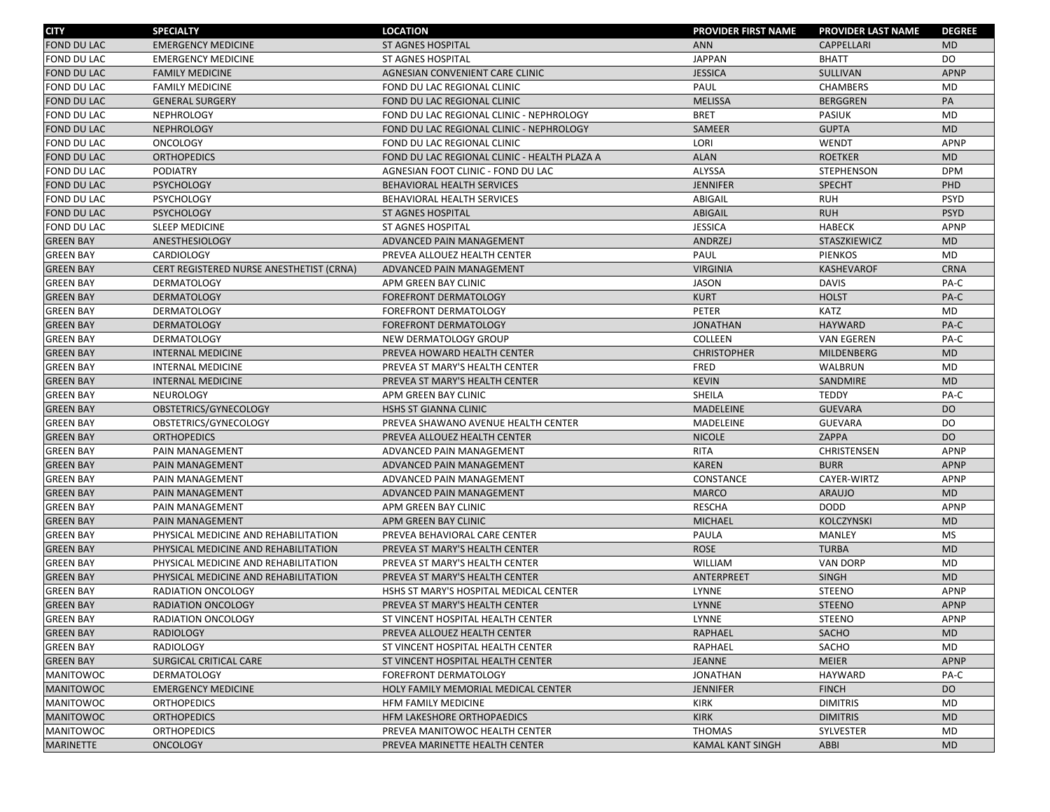| CITY | SPECIALTY | LOCATION | PROVIDER FIRST NAME | PROVIDER LAST NAME | DEGREE |
|---|---|---|---|---|---|
| FOND DU LAC | EMERGENCY MEDICINE | ST AGNES HOSPITAL | ANN | CAPPELLARI | MD |
| FOND DU LAC | EMERGENCY MEDICINE | ST AGNES HOSPITAL | JAPPAN | BHATT | DO |
| FOND DU LAC | FAMILY MEDICINE | AGNESIAN CONVENIENT CARE CLINIC | JESSICA | SULLIVAN | APNP |
| FOND DU LAC | FAMILY MEDICINE | FOND DU LAC REGIONAL CLINIC | PAUL | CHAMBERS | MD |
| FOND DU LAC | GENERAL SURGERY | FOND DU LAC REGIONAL CLINIC | MELISSA | BERGGREN | PA |
| FOND DU LAC | NEPHROLOGY | FOND DU LAC REGIONAL CLINIC - NEPHROLOGY | BRET | PASIUK | MD |
| FOND DU LAC | NEPHROLOGY | FOND DU LAC REGIONAL CLINIC - NEPHROLOGY | SAMEER | GUPTA | MD |
| FOND DU LAC | ONCOLOGY | FOND DU LAC REGIONAL CLINIC | LORI | WENDT | APNP |
| FOND DU LAC | ORTHOPEDICS | FOND DU LAC REGIONAL CLINIC - HEALTH PLAZA A | ALAN | ROETKER | MD |
| FOND DU LAC | PODIATRY | AGNESIAN FOOT CLINIC - FOND DU LAC | ALYSSA | STEPHENSON | DPM |
| FOND DU LAC | PSYCHOLOGY | BEHAVIORAL HEALTH SERVICES | JENNIFER | SPECHT | PHD |
| FOND DU LAC | PSYCHOLOGY | BEHAVIORAL HEALTH SERVICES | ABIGAIL | RUH | PSYD |
| FOND DU LAC | PSYCHOLOGY | ST AGNES HOSPITAL | ABIGAIL | RUH | PSYD |
| FOND DU LAC | SLEEP MEDICINE | ST AGNES HOSPITAL | JESSICA | HABECK | APNP |
| GREEN BAY | ANESTHESIOLOGY | ADVANCED PAIN MANAGEMENT | ANDRZEJ | STASZKIEWICZ | MD |
| GREEN BAY | CARDIOLOGY | PREVEA ALLOUEZ HEALTH CENTER | PAUL | PIENKOS | MD |
| GREEN BAY | CERT REGISTERED NURSE ANESTHETIST (CRNA) | ADVANCED PAIN MANAGEMENT | VIRGINIA | KASHEVAROF | CRNA |
| GREEN BAY | DERMATOLOGY | APM GREEN BAY CLINIC | JASON | DAVIS | PA-C |
| GREEN BAY | DERMATOLOGY | FOREFRONT DERMATOLOGY | KURT | HOLST | PA-C |
| GREEN BAY | DERMATOLOGY | FOREFRONT DERMATOLOGY | PETER | KATZ | MD |
| GREEN BAY | DERMATOLOGY | FOREFRONT DERMATOLOGY | JONATHAN | HAYWARD | PA-C |
| GREEN BAY | DERMATOLOGY | NEW DERMATOLOGY GROUP | COLLEEN | VAN EGEREN | PA-C |
| GREEN BAY | INTERNAL MEDICINE | PREVEA HOWARD HEALTH CENTER | CHRISTOPHER | MILDENBERG | MD |
| GREEN BAY | INTERNAL MEDICINE | PREVEA ST MARY'S HEALTH CENTER | FRED | WALBRUN | MD |
| GREEN BAY | INTERNAL MEDICINE | PREVEA ST MARY'S HEALTH CENTER | KEVIN | SANDMIRE | MD |
| GREEN BAY | NEUROLOGY | APM GREEN BAY CLINIC | SHEILA | TEDDY | PA-C |
| GREEN BAY | OBSTETRICS/GYNECOLOGY | HSHS ST GIANNA CLINIC | MADELEINE | GUEVARA | DO |
| GREEN BAY | OBSTETRICS/GYNECOLOGY | PREVEA SHAWANO AVENUE HEALTH CENTER | MADELEINE | GUEVARA | DO |
| GREEN BAY | ORTHOPEDICS | PREVEA ALLOUEZ HEALTH CENTER | NICOLE | ZAPPA | DO |
| GREEN BAY | PAIN MANAGEMENT | ADVANCED PAIN MANAGEMENT | RITA | CHRISTENSEN | APNP |
| GREEN BAY | PAIN MANAGEMENT | ADVANCED PAIN MANAGEMENT | KAREN | BURR | APNP |
| GREEN BAY | PAIN MANAGEMENT | ADVANCED PAIN MANAGEMENT | CONSTANCE | CAYER-WIRTZ | APNP |
| GREEN BAY | PAIN MANAGEMENT | ADVANCED PAIN MANAGEMENT | MARCO | ARAUJO | MD |
| GREEN BAY | PAIN MANAGEMENT | APM GREEN BAY CLINIC | RESCHA | DODD | APNP |
| GREEN BAY | PAIN MANAGEMENT | APM GREEN BAY CLINIC | MICHAEL | KOLCZYNSKI | MD |
| GREEN BAY | PHYSICAL MEDICINE AND REHABILITATION | PREVEA BEHAVIORAL CARE CENTER | PAULA | MANLEY | MS |
| GREEN BAY | PHYSICAL MEDICINE AND REHABILITATION | PREVEA ST MARY'S HEALTH CENTER | ROSE | TURBA | MD |
| GREEN BAY | PHYSICAL MEDICINE AND REHABILITATION | PREVEA ST MARY'S HEALTH CENTER | WILLIAM | VAN DORP | MD |
| GREEN BAY | PHYSICAL MEDICINE AND REHABILITATION | PREVEA ST MARY'S HEALTH CENTER | ANTERPREET | SINGH | MD |
| GREEN BAY | RADIATION ONCOLOGY | HSHS ST MARY'S HOSPITAL MEDICAL CENTER | LYNNE | STEENO | APNP |
| GREEN BAY | RADIATION ONCOLOGY | PREVEA ST MARY'S HEALTH CENTER | LYNNE | STEENO | APNP |
| GREEN BAY | RADIATION ONCOLOGY | ST VINCENT HOSPITAL HEALTH CENTER | LYNNE | STEENO | APNP |
| GREEN BAY | RADIOLOGY | PREVEA ALLOUEZ HEALTH CENTER | RAPHAEL | SACHO | MD |
| GREEN BAY | RADIOLOGY | ST VINCENT HOSPITAL HEALTH CENTER | RAPHAEL | SACHO | MD |
| GREEN BAY | SURGICAL CRITICAL CARE | ST VINCENT HOSPITAL HEALTH CENTER | JEANNE | MEIER | APNP |
| MANITOWOC | DERMATOLOGY | FOREFRONT DERMATOLOGY | JONATHAN | HAYWARD | PA-C |
| MANITOWOC | EMERGENCY MEDICINE | HOLY FAMILY MEMORIAL MEDICAL CENTER | JENNIFER | FINCH | DO |
| MANITOWOC | ORTHOPEDICS | HFM FAMILY MEDICINE | KIRK | DIMITRIS | MD |
| MANITOWOC | ORTHOPEDICS | HFM LAKESHORE ORTHOPAEDICS | KIRK | DIMITRIS | MD |
| MANITOWOC | ORTHOPEDICS | PREVEA MANITOWOC HEALTH CENTER | THOMAS | SYLVESTER | MD |
| MARINETTE | ONCOLOGY | PREVEA MARINETTE HEALTH CENTER | KAMAL KANT SINGH | ABBI | MD |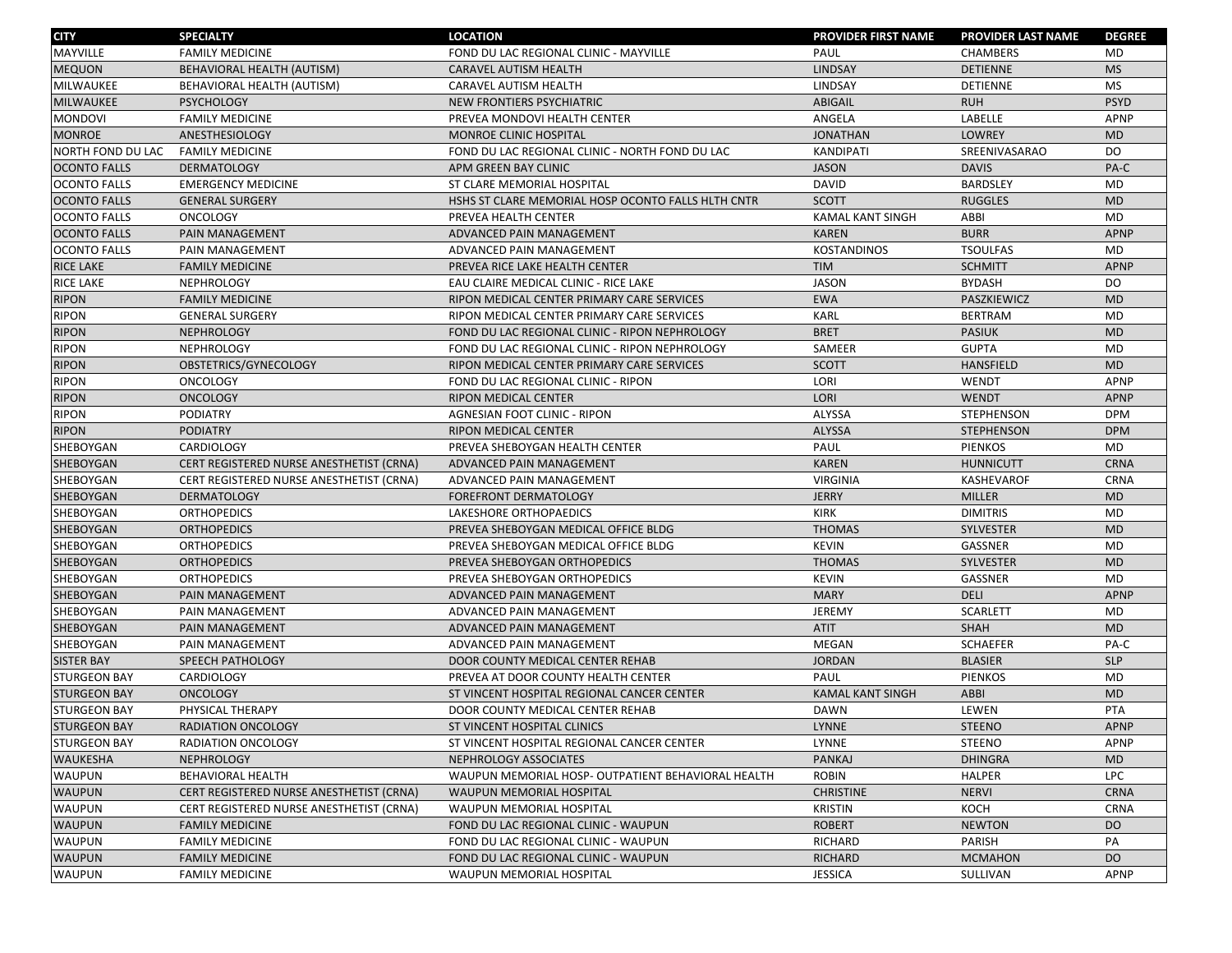| CITY | SPECIALTY | LOCATION | PROVIDER FIRST NAME | PROVIDER LAST NAME | DEGREE |
|---|---|---|---|---|---|
| MAYVILLE | FAMILY MEDICINE | FOND DU LAC REGIONAL CLINIC - MAYVILLE | PAUL | CHAMBERS | MD |
| MEQUON | BEHAVIORAL HEALTH (AUTISM) | CARAVEL AUTISM HEALTH | LINDSAY | DETIENNE | MS |
| MILWAUKEE | BEHAVIORAL HEALTH (AUTISM) | CARAVEL AUTISM HEALTH | LINDSAY | DETIENNE | MS |
| MILWAUKEE | PSYCHOLOGY | NEW FRONTIERS PSYCHIATRIC | ABIGAIL | RUH | PSYD |
| MONDOVI | FAMILY MEDICINE | PREVEA MONDOVI HEALTH CENTER | ANGELA | LABELLE | APNP |
| MONROE | ANESTHESIOLOGY | MONROE CLINIC HOSPITAL | JONATHAN | LOWREY | MD |
| NORTH FOND DU LAC | FAMILY MEDICINE | FOND DU LAC REGIONAL CLINIC - NORTH FOND DU LAC | KANDIPATI | SREENIVASARAO | DO |
| OCONTO FALLS | DERMATOLOGY | APM GREEN BAY CLINIC | JASON | DAVIS | PA-C |
| OCONTO FALLS | EMERGENCY MEDICINE | ST CLARE MEMORIAL HOSPITAL | DAVID | BARDSLEY | MD |
| OCONTO FALLS | GENERAL SURGERY | HSHS ST CLARE MEMORIAL HOSP OCONTO FALLS HLTH CNTR | SCOTT | RUGGLES | MD |
| OCONTO FALLS | ONCOLOGY | PREVEA HEALTH CENTER | KAMAL KANT SINGH | ABBI | MD |
| OCONTO FALLS | PAIN MANAGEMENT | ADVANCED PAIN MANAGEMENT | KAREN | BURR | APNP |
| OCONTO FALLS | PAIN MANAGEMENT | ADVANCED PAIN MANAGEMENT | KOSTANDINOS | TSOULFAS | MD |
| RICE LAKE | FAMILY MEDICINE | PREVEA RICE LAKE HEALTH CENTER | TIM | SCHMITT | APNP |
| RICE LAKE | NEPHROLOGY | EAU CLAIRE MEDICAL CLINIC - RICE LAKE | JASON | BYDASH | DO |
| RIPON | FAMILY MEDICINE | RIPON MEDICAL CENTER PRIMARY CARE SERVICES | EWA | PASZKIEWICZ | MD |
| RIPON | GENERAL SURGERY | RIPON MEDICAL CENTER PRIMARY CARE SERVICES | KARL | BERTRAM | MD |
| RIPON | NEPHROLOGY | FOND DU LAC REGIONAL CLINIC - RIPON NEPHROLOGY | BRET | PASIUK | MD |
| RIPON | NEPHROLOGY | FOND DU LAC REGIONAL CLINIC - RIPON NEPHROLOGY | SAMEER | GUPTA | MD |
| RIPON | OBSTETRICS/GYNECOLOGY | RIPON MEDICAL CENTER PRIMARY CARE SERVICES | SCOTT | HANSFIELD | MD |
| RIPON | ONCOLOGY | FOND DU LAC REGIONAL CLINIC - RIPON | LORI | WENDT | APNP |
| RIPON | ONCOLOGY | RIPON MEDICAL CENTER | LORI | WENDT | APNP |
| RIPON | PODIATRY | AGNESIAN FOOT CLINIC - RIPON | ALYSSA | STEPHENSON | DPM |
| RIPON | PODIATRY | RIPON MEDICAL CENTER | ALYSSA | STEPHENSON | DPM |
| SHEBOYGAN | CARDIOLOGY | PREVEA SHEBOYGAN HEALTH CENTER | PAUL | PIENKOS | MD |
| SHEBOYGAN | CERT REGISTERED NURSE ANESTHETIST (CRNA) | ADVANCED PAIN MANAGEMENT | KAREN | HUNNICUTT | CRNA |
| SHEBOYGAN | CERT REGISTERED NURSE ANESTHETIST (CRNA) | ADVANCED PAIN MANAGEMENT | VIRGINIA | KASHEVAROF | CRNA |
| SHEBOYGAN | DERMATOLOGY | FOREFRONT DERMATOLOGY | JERRY | MILLER | MD |
| SHEBOYGAN | ORTHOPEDICS | LAKESHORE ORTHOPAEDICS | KIRK | DIMITRIS | MD |
| SHEBOYGAN | ORTHOPEDICS | PREVEA SHEBOYGAN MEDICAL OFFICE BLDG | THOMAS | SYLVESTER | MD |
| SHEBOYGAN | ORTHOPEDICS | PREVEA SHEBOYGAN MEDICAL OFFICE BLDG | KEVIN | GASSNER | MD |
| SHEBOYGAN | ORTHOPEDICS | PREVEA SHEBOYGAN ORTHOPEDICS | THOMAS | SYLVESTER | MD |
| SHEBOYGAN | ORTHOPEDICS | PREVEA SHEBOYGAN ORTHOPEDICS | KEVIN | GASSNER | MD |
| SHEBOYGAN | PAIN MANAGEMENT | ADVANCED PAIN MANAGEMENT | MARY | DELI | APNP |
| SHEBOYGAN | PAIN MANAGEMENT | ADVANCED PAIN MANAGEMENT | JEREMY | SCARLETT | MD |
| SHEBOYGAN | PAIN MANAGEMENT | ADVANCED PAIN MANAGEMENT | ATIT | SHAH | MD |
| SHEBOYGAN | PAIN MANAGEMENT | ADVANCED PAIN MANAGEMENT | MEGAN | SCHAEFER | PA-C |
| SISTER BAY | SPEECH PATHOLOGY | DOOR COUNTY MEDICAL CENTER REHAB | JORDAN | BLASIER | SLP |
| STURGEON BAY | CARDIOLOGY | PREVEA AT DOOR COUNTY HEALTH CENTER | PAUL | PIENKOS | MD |
| STURGEON BAY | ONCOLOGY | ST VINCENT HOSPITAL REGIONAL CANCER CENTER | KAMAL KANT SINGH | ABBI | MD |
| STURGEON BAY | PHYSICAL THERAPY | DOOR COUNTY MEDICAL CENTER REHAB | DAWN | LEWEN | PTA |
| STURGEON BAY | RADIATION ONCOLOGY | ST VINCENT HOSPITAL CLINICS | LYNNE | STEENO | APNP |
| STURGEON BAY | RADIATION ONCOLOGY | ST VINCENT HOSPITAL REGIONAL CANCER CENTER | LYNNE | STEENO | APNP |
| WAUKESHA | NEPHROLOGY | NEPHROLOGY ASSOCIATES | PANKAJ | DHINGRA | MD |
| WAUPUN | BEHAVIORAL HEALTH | WAUPUN MEMORIAL HOSP- OUTPATIENT BEHAVIORAL HEALTH | ROBIN | HALPER | LPC |
| WAUPUN | CERT REGISTERED NURSE ANESTHETIST (CRNA) | WAUPUN MEMORIAL HOSPITAL | CHRISTINE | NERVI | CRNA |
| WAUPUN | CERT REGISTERED NURSE ANESTHETIST (CRNA) | WAUPUN MEMORIAL HOSPITAL | KRISTIN | KOCH | CRNA |
| WAUPUN | FAMILY MEDICINE | FOND DU LAC REGIONAL CLINIC - WAUPUN | ROBERT | NEWTON | DO |
| WAUPUN | FAMILY MEDICINE | FOND DU LAC REGIONAL CLINIC - WAUPUN | RICHARD | PARISH | PA |
| WAUPUN | FAMILY MEDICINE | FOND DU LAC REGIONAL CLINIC - WAUPUN | RICHARD | MCMAHON | DO |
| WAUPUN | FAMILY MEDICINE | WAUPUN MEMORIAL HOSPITAL | JESSICA | SULLIVAN | APNP |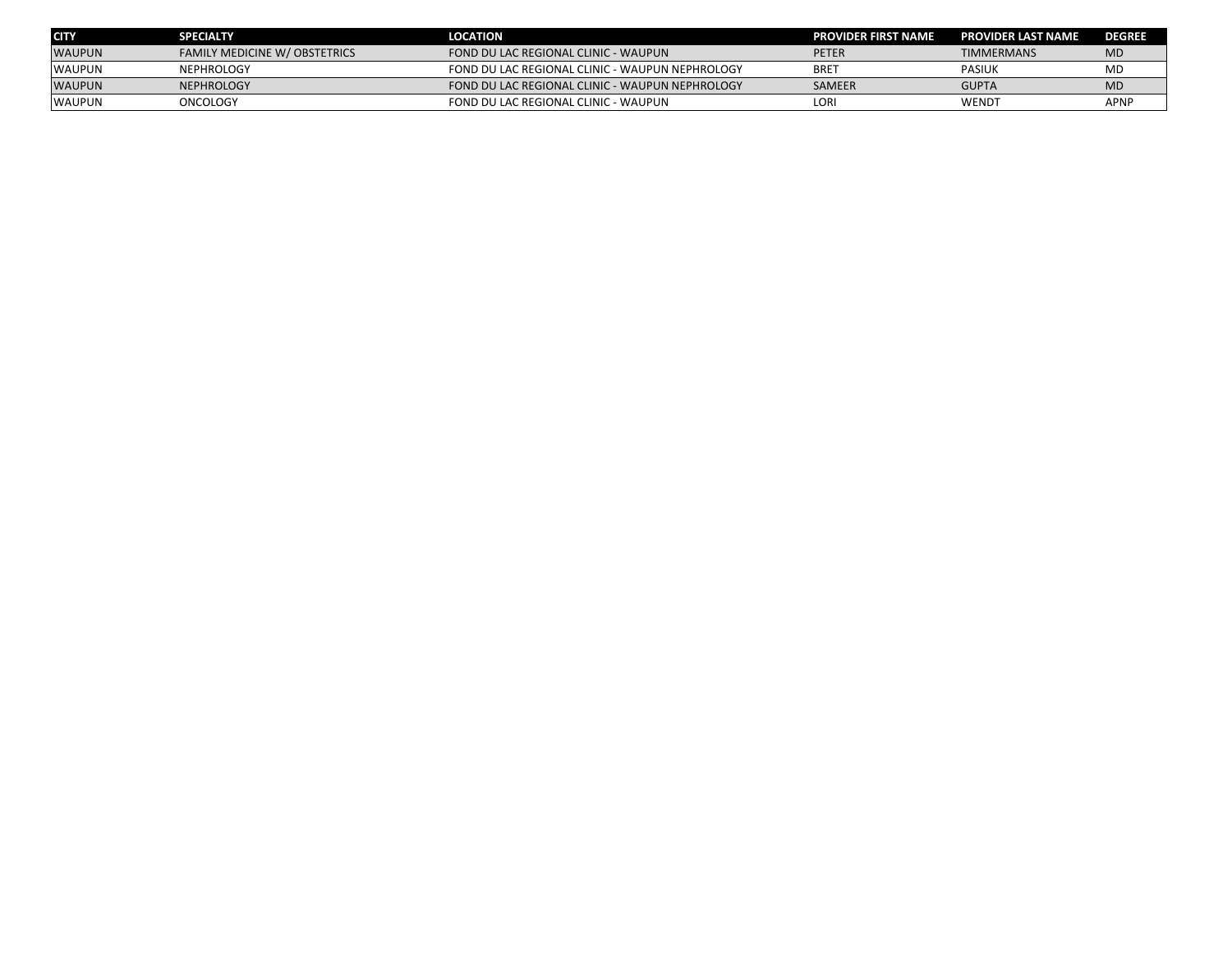| CITY | SPECIALTY | LOCATION | PROVIDER FIRST NAME | PROVIDER LAST NAME | DEGREE |
|---|---|---|---|---|---|
| WAUPUN | FAMILY MEDICINE W/ OBSTETRICS | FOND DU LAC REGIONAL CLINIC - WAUPUN | PETER | TIMMERMANS | MD |
| WAUPUN | NEPHROLOGY | FOND DU LAC REGIONAL CLINIC - WAUPUN NEPHROLOGY | BRET | PASIUK | MD |
| WAUPUN | NEPHROLOGY | FOND DU LAC REGIONAL CLINIC - WAUPUN NEPHROLOGY | SAMEER | GUPTA | MD |
| WAUPUN | ONCOLOGY | FOND DU LAC REGIONAL CLINIC - WAUPUN | LORI | WENDT | APNP |